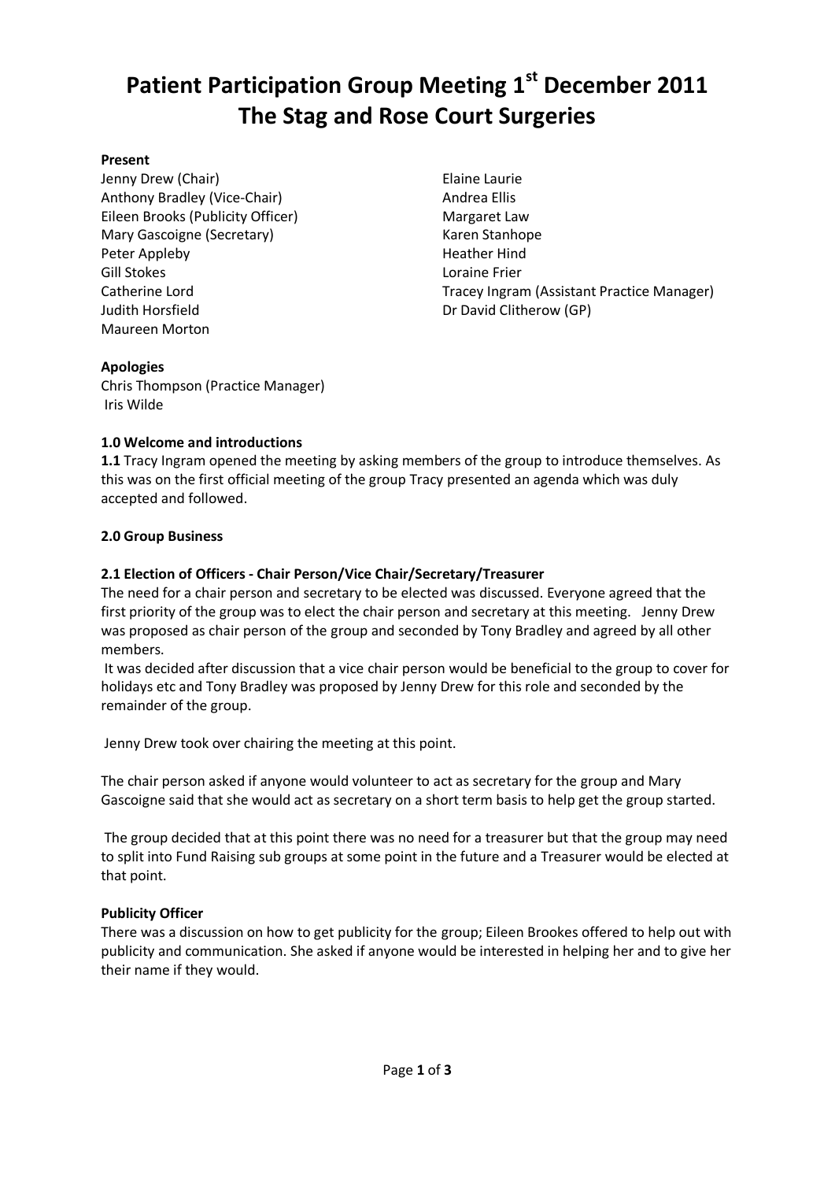# Patient Participation Group Meeting 1st December 2011
# The Stag and Rose Court Surgeries

**Present**

Jenny Drew (Chair)
Anthony Bradley (Vice-Chair)
Eileen Brooks (Publicity Officer)
Mary Gascoigne (Secretary)
Peter Appleby
Gill Stokes
Catherine Lord
Judith Horsfield
Maureen Morton
Elaine Laurie
Andrea Ellis
Margaret Law
Karen Stanhope
Heather Hind
Loraine Frier
Tracey Ingram (Assistant Practice Manager)
Dr David Clitherow (GP)

**Apologies**

Chris Thompson (Practice Manager)
Iris Wilde

**1.0 Welcome and introductions**

**1.1** Tracy Ingram opened the meeting by asking members of the group to introduce themselves. As this was on the first official meeting of the group Tracy presented an agenda which was duly accepted and followed.

**2.0 Group Business**

**2.1 Election of Officers - Chair Person/Vice Chair/Secretary/Treasurer**

The need for a chair person and secretary to be elected was discussed. Everyone agreed that the first priority of the group was to elect the chair person and secretary at this meeting. Jenny Drew was proposed as chair person of the group and seconded by Tony Bradley and agreed by all other members.

It was decided after discussion that a vice chair person would be beneficial to the group to cover for holidays etc and Tony Bradley was proposed by Jenny Drew for this role and seconded by the remainder of the group.

Jenny Drew took over chairing the meeting at this point.

The chair person asked if anyone would volunteer to act as secretary for the group and Mary Gascoigne said that she would act as secretary on a short term basis to help get the group started.

The group decided that at this point there was no need for a treasurer but that the group may need to split into Fund Raising sub groups at some point in the future and a Treasurer would be elected at that point.

**Publicity Officer**

There was a discussion on how to get publicity for the group; Eileen Brookes offered to help out with publicity and communication. She asked if anyone would be interested in helping her and to give her their name if they would.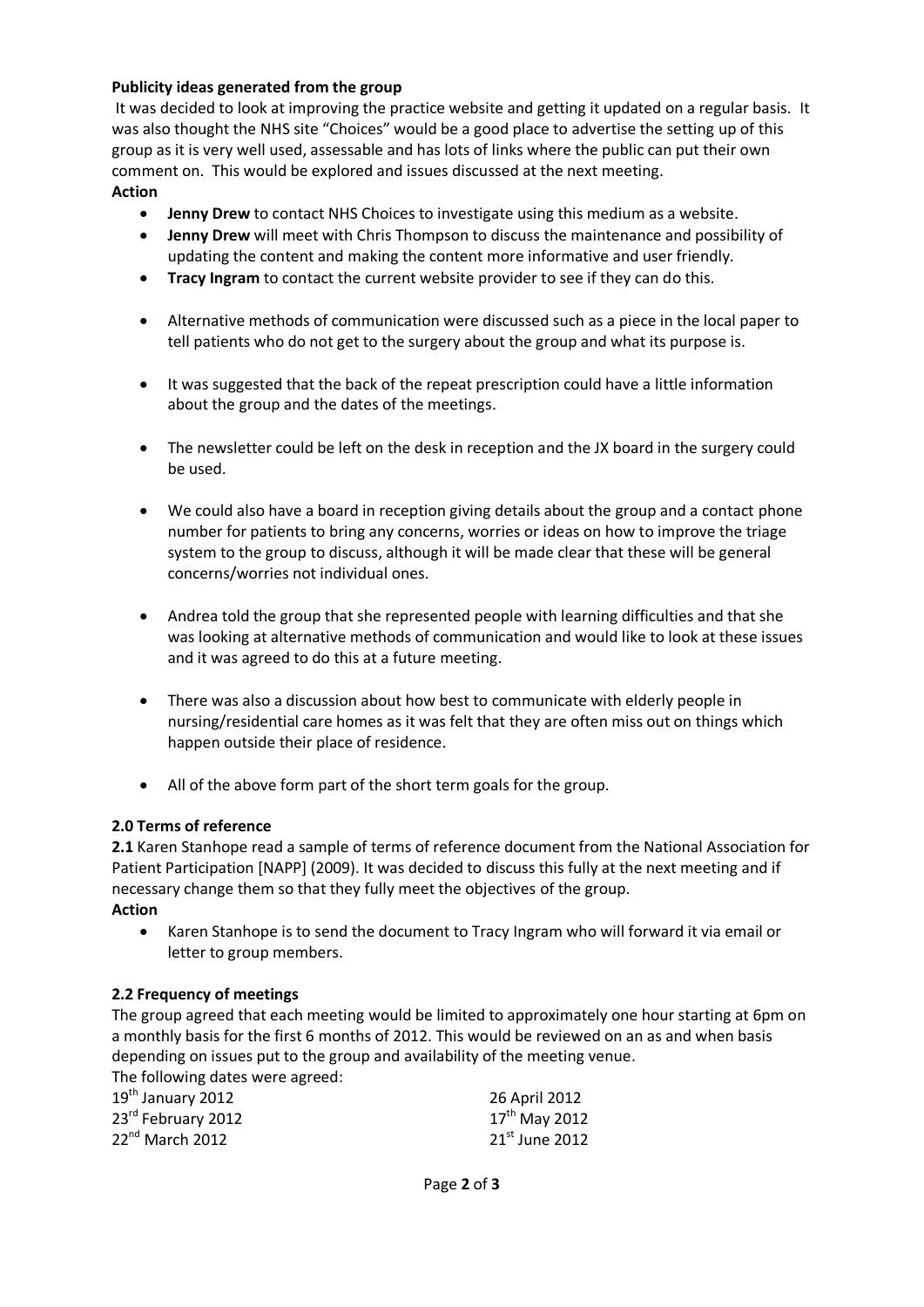**Publicity ideas generated from the group**

It was decided to look at improving the practice website and getting it updated on a regular basis. It was also thought the NHS site "Choices" would be a good place to advertise the setting up of this group as it is very well used, assessable and has lots of links where the public can put their own comment on. This would be explored and issues discussed at the next meeting.

**Action**

- **Jenny Drew** to contact NHS Choices to investigate using this medium as a website.
- **Jenny Drew** will meet with Chris Thompson to discuss the maintenance and possibility of updating the content and making the content more informative and user friendly.
- **Tracy Ingram** to contact the current website provider to see if they can do this.
- Alternative methods of communication were discussed such as a piece in the local paper to tell patients who do not get to the surgery about the group and what its purpose is.
- It was suggested that the back of the repeat prescription could have a little information about the group and the dates of the meetings.
- The newsletter could be left on the desk in reception and the JX board in the surgery could be used.
- We could also have a board in reception giving details about the group and a contact phone number for patients to bring any concerns, worries or ideas on how to improve the triage system to the group to discuss, although it will be made clear that these will be general concerns/worries not individual ones.
- Andrea told the group that she represented people with learning difficulties and that she was looking at alternative methods of communication and would like to look at these issues and it was agreed to do this at a future meeting.
- There was also a discussion about how best to communicate with elderly people in nursing/residential care homes as it was felt that they are often miss out on things which happen outside their place of residence.
- All of the above form part of the short term goals for the group.

**2.0 Terms of reference**

**2.1** Karen Stanhope read a sample of terms of reference document from the National Association for Patient Participation [NAPP] (2009). It was decided to discuss this fully at the next meeting and if necessary change them so that they fully meet the objectives of the group.

**Action**

- Karen Stanhope is to send the document to Tracy Ingram who will forward it via email or letter to group members.

**2.2 Frequency of meetings**

The group agreed that each meeting would be limited to approximately one hour starting at 6pm on a monthly basis for the first 6 months of 2012. This would be reviewed on an as and when basis depending on issues put to the group and availability of the meeting venue.

The following dates were agreed:

19th January 2012
23rd February 2012
22nd March 2012
26 April 2012
17th May 2012
21st June 2012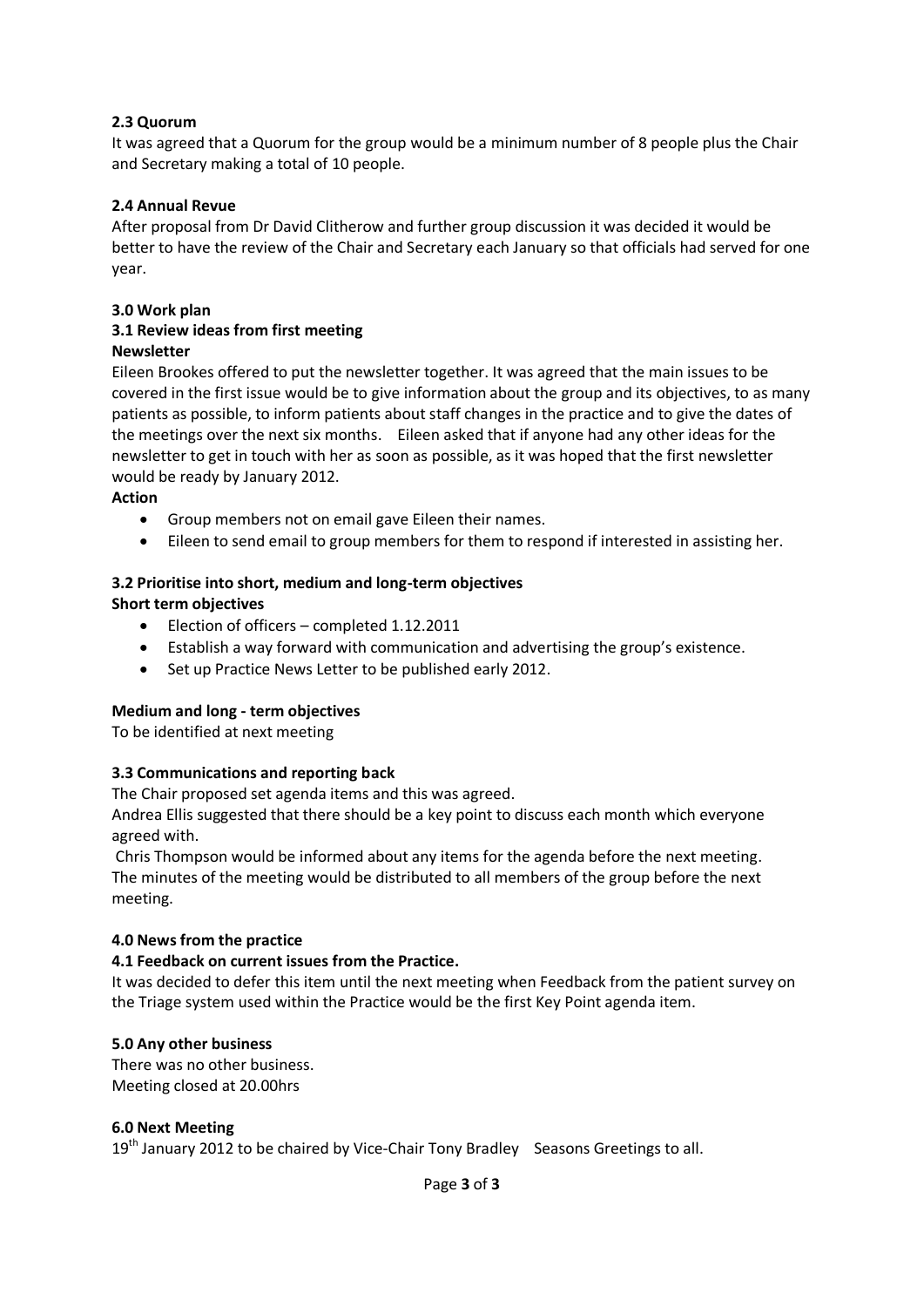**2.3 Quorum**

It was agreed that a Quorum for the group would be a minimum number of 8 people plus the Chair and Secretary making a total of 10 people.

**2.4 Annual Revue**

After proposal from Dr David Clitherow and further group discussion it was decided it would be better to have the review of the Chair and Secretary each January so that officials had served for one year.

**3.0 Work plan**

**3.1 Review ideas from first meeting**

**Newsletter**

Eileen Brookes offered to put the newsletter together. It was agreed that the main issues to be covered in the first issue would be to give information about the group and its objectives, to as many patients as possible, to inform patients about staff changes in the practice and to give the dates of the meetings over the next six months. Eileen asked that if anyone had any other ideas for the newsletter to get in touch with her as soon as possible, as it was hoped that the first newsletter would be ready by January 2012.

**Action**

- Group members not on email gave Eileen their names.
- Eileen to send email to group members for them to respond if interested in assisting her.

**3.2 Prioritise into short, medium and long-term objectives**

**Short term objectives**

- Election of officers – completed 1.12.2011
- Establish a way forward with communication and advertising the group's existence.
- Set up Practice News Letter to be published early 2012.

**Medium and long - term objectives**

To be identified at next meeting

**3.3 Communications and reporting back**

The Chair proposed set agenda items and this was agreed.

Andrea Ellis suggested that there should be a key point to discuss each month which everyone agreed with.

Chris Thompson would be informed about any items for the agenda before the next meeting. The minutes of the meeting would be distributed to all members of the group before the next meeting.

**4.0 News from the practice**

**4.1 Feedback on current issues from the Practice.**

It was decided to defer this item until the next meeting when Feedback from the patient survey on the Triage system used within the Practice would be the first Key Point agenda item.

**5.0 Any other business**

There was no other business.

Meeting closed at 20.00hrs

**6.0 Next Meeting**

19th January 2012 to be chaired by Vice-Chair Tony Bradley Seasons Greetings to all.